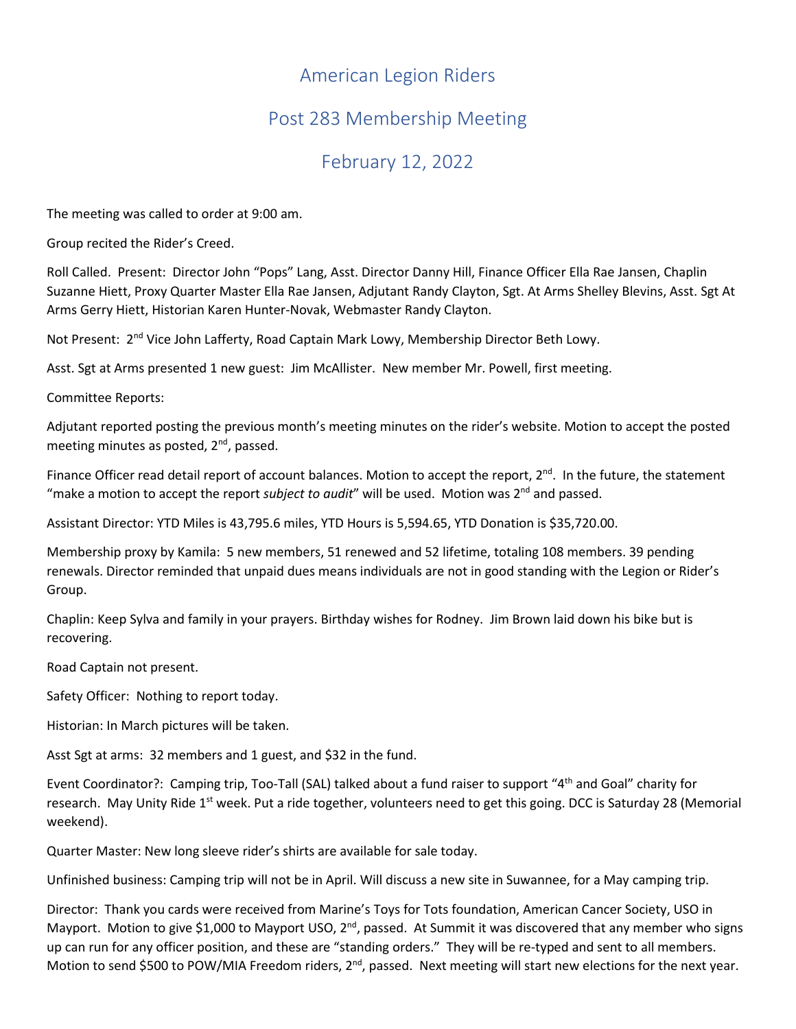# American Legion Riders

## Post 283 Membership Meeting

## February 12, 2022

The meeting was called to order at 9:00 am.

Group recited the Rider's Creed.

Roll Called. Present: Director John "Pops" Lang, Asst. Director Danny Hill, Finance Officer Ella Rae Jansen, Chaplin Suzanne Hiett, Proxy Quarter Master Ella Rae Jansen, Adjutant Randy Clayton, Sgt. At Arms Shelley Blevins, Asst. Sgt At Arms Gerry Hiett, Historian Karen Hunter-Novak, Webmaster Randy Clayton.

Not Present: 2nd Vice John Lafferty, Road Captain Mark Lowy, Membership Director Beth Lowy.

Asst. Sgt at Arms presented 1 new guest: Jim McAllister. New member Mr. Powell, first meeting.

Committee Reports:

Adjutant reported posting the previous month's meeting minutes on the rider's website. Motion to accept the posted meeting minutes as posted, 2nd, passed.

Finance Officer read detail report of account balances. Motion to accept the report, 2nd. In the future, the statement "make a motion to accept the report *subject to audit*" will be used. Motion was 2nd and passed.

Assistant Director: YTD Miles is 43,795.6 miles, YTD Hours is 5,594.65, YTD Donation is $35,720.00.

Membership proxy by Kamila: 5 new members, 51 renewed and 52 lifetime, totaling 108 members. 39 pending renewals. Director reminded that unpaid dues means individuals are not in good standing with the Legion or Rider's Group.

Chaplin: Keep Sylva and family in your prayers. Birthday wishes for Rodney. Jim Brown laid down his bike but is recovering.

Road Captain not present.

Safety Officer: Nothing to report today.

Historian: In March pictures will be taken.

Asst Sgt at arms: 32 members and 1 guest, and $32 in the fund.

Event Coordinator?: Camping trip, Too-Tall (SAL) talked about a fund raiser to support "4th and Goal" charity for research. May Unity Ride 1st week. Put a ride together, volunteers need to get this going. DCC is Saturday 28 (Memorial weekend).

Quarter Master: New long sleeve rider's shirts are available for sale today.

Unfinished business: Camping trip will not be in April. Will discuss a new site in Suwannee, for a May camping trip.

Director: Thank you cards were received from Marine's Toys for Tots foundation, American Cancer Society, USO in Mayport. Motion to give $1,000 to Mayport USO, 2nd, passed. At Summit it was discovered that any member who signs up can run for any officer position, and these are "standing orders." They will be re-typed and sent to all members. Motion to send $500 to POW/MIA Freedom riders, 2nd, passed. Next meeting will start new elections for the next year.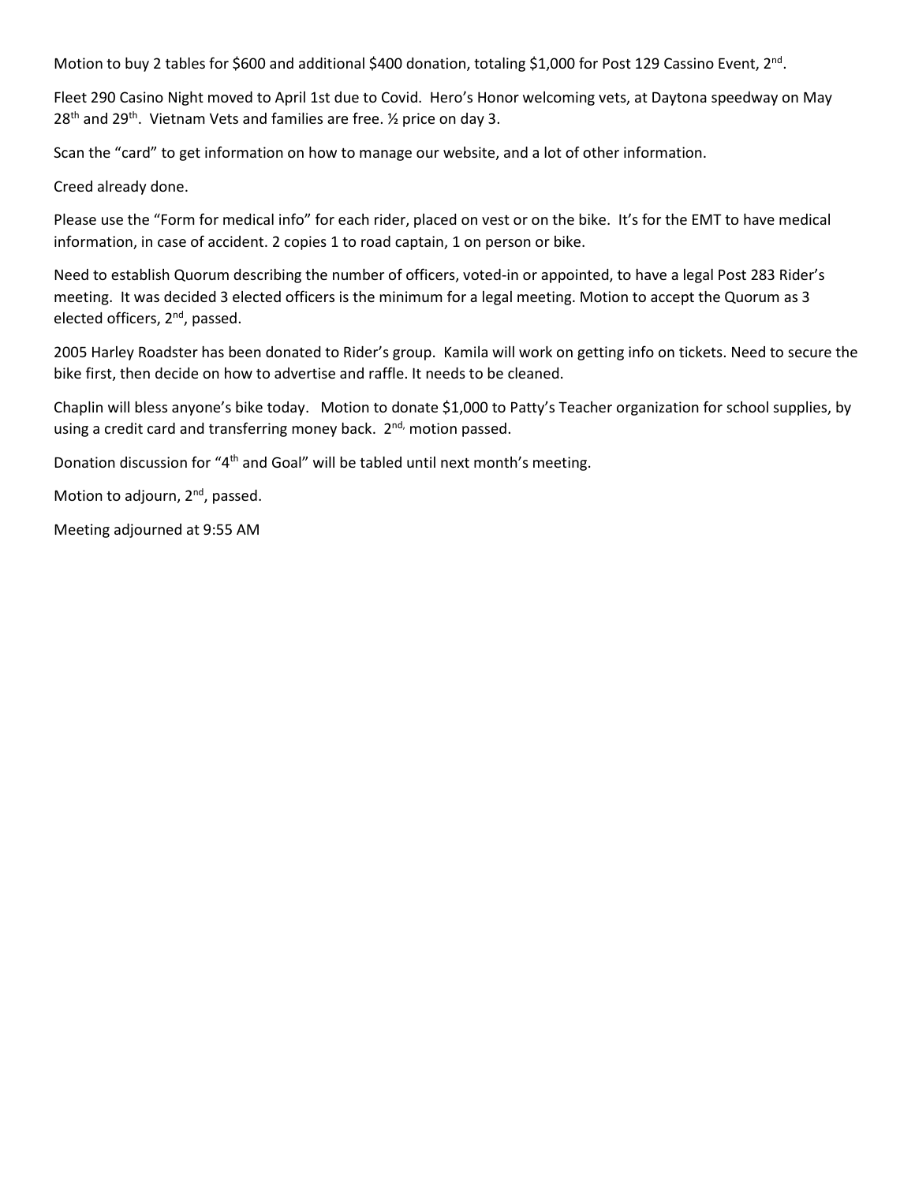Motion to buy 2 tables for $600 and additional $400 donation, totaling $1,000 for Post 129 Cassino Event, 2nd.

Fleet 290 Casino Night moved to April 1st due to Covid. Hero's Honor welcoming vets, at Daytona speedway on May 28th and 29th. Vietnam Vets and families are free. ½ price on day 3.

Scan the "card" to get information on how to manage our website, and a lot of other information.

Creed already done.

Please use the "Form for medical info" for each rider, placed on vest or on the bike. It's for the EMT to have medical information, in case of accident. 2 copies 1 to road captain, 1 on person or bike.

Need to establish Quorum describing the number of officers, voted-in or appointed, to have a legal Post 283 Rider's meeting. It was decided 3 elected officers is the minimum for a legal meeting. Motion to accept the Quorum as 3 elected officers, 2nd, passed.

2005 Harley Roadster has been donated to Rider's group. Kamila will work on getting info on tickets. Need to secure the bike first, then decide on how to advertise and raffle. It needs to be cleaned.

Chaplin will bless anyone's bike today. Motion to donate $1,000 to Patty's Teacher organization for school supplies, by using a credit card and transferring money back. 2nd, motion passed.

Donation discussion for "4th and Goal" will be tabled until next month's meeting.

Motion to adjourn, 2nd, passed.

Meeting adjourned at 9:55 AM